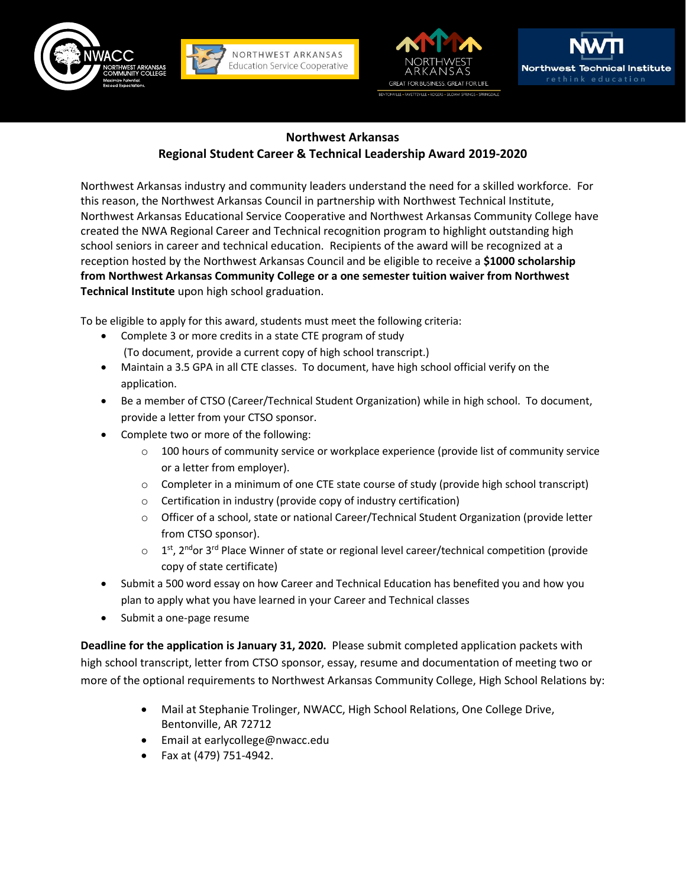## Northwest Arkansas
## Regional Student Career & Technical Leadership Award 2019-2020

Northwest Arkansas industry and community leaders understand the need for a skilled workforce. For this reason, the Northwest Arkansas Council in partnership with Northwest Technical Institute, Northwest Arkansas Educational Service Cooperative and Northwest Arkansas Community College have created the NWA Regional Career and Technical recognition program to highlight outstanding high school seniors in career and technical education. Recipients of the award will be recognized at a reception hosted by the Northwest Arkansas Council and be eligible to receive a **$1000 scholarship from Northwest Arkansas Community College or a one semester tuition waiver from Northwest Technical Institute** upon high school graduation.

To be eligible to apply for this award, students must meet the following criteria:

- Complete 3 or more credits in a state CTE program of study
  (To document, provide a current copy of high school transcript.)
- Maintain a 3.5 GPA in all CTE classes. To document, have high school official verify on the application.
- Be a member of CTSO (Career/Technical Student Organization) while in high school. To document, provide a letter from your CTSO sponsor.
- Complete two or more of the following:
  - 100 hours of community service or workplace experience (provide list of community service or a letter from employer).
  - Completer in a minimum of one CTE state course of study (provide high school transcript)
  - Certification in industry (provide copy of industry certification)
  - Officer of a school, state or national Career/Technical Student Organization (provide letter from CTSO sponsor).
  - 1st, 2nd or 3rd Place Winner of state or regional level career/technical competition (provide copy of state certificate)
- Submit a 500 word essay on how Career and Technical Education has benefited you and how you plan to apply what you have learned in your Career and Technical classes
- Submit a one-page resume

**Deadline for the application is January 31, 2020.** Please submit completed application packets with high school transcript, letter from CTSO sponsor, essay, resume and documentation of meeting two or more of the optional requirements to Northwest Arkansas Community College, High School Relations by:

- Mail at Stephanie Trolinger, NWACC, High School Relations, One College Drive, Bentonville, AR 72712
- Email at earlycollege@nwacc.edu
- Fax at (479) 751-4942.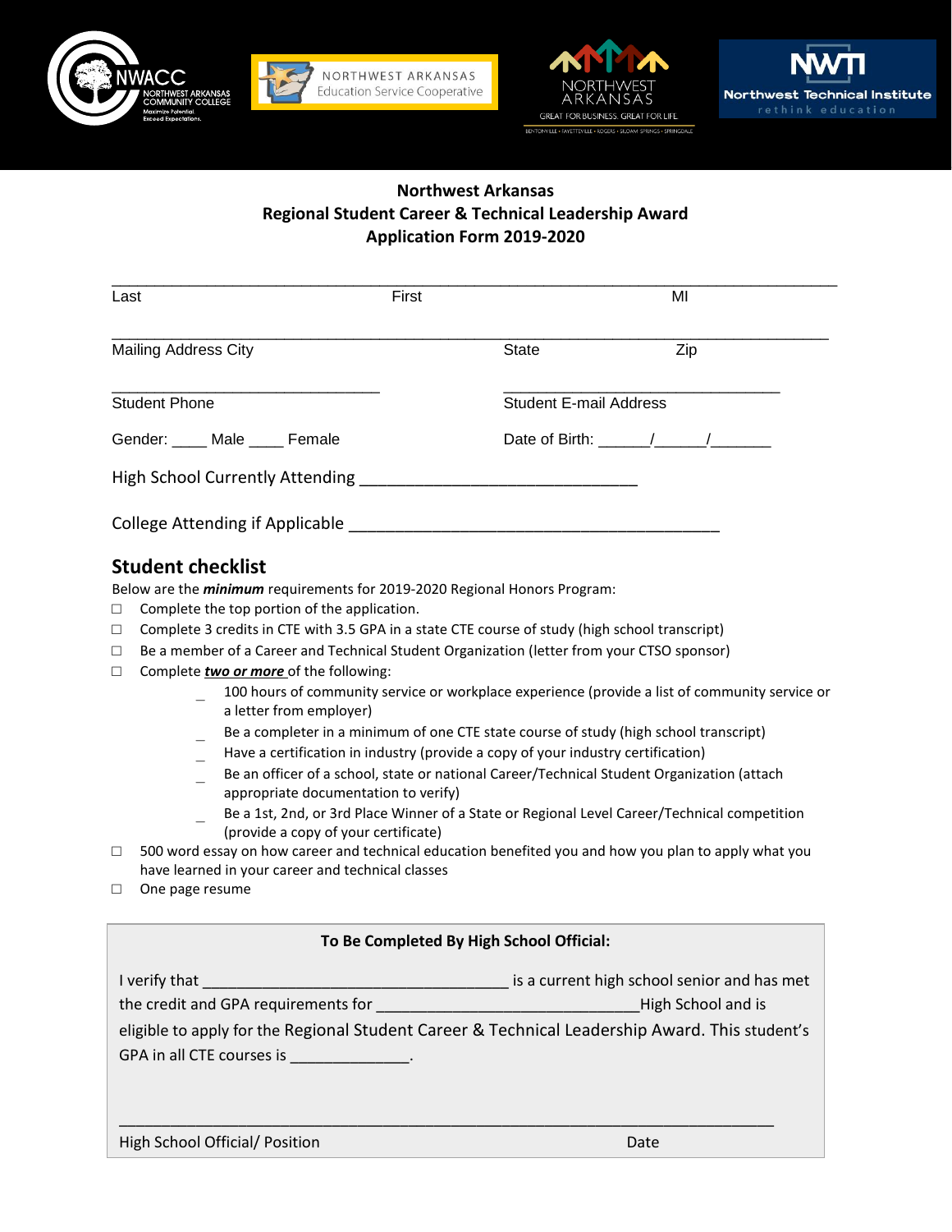**Northwest Arkansas**
**Regional Student Career & Technical Leadership Award**
**Application Form 2019-2020**

_______________________________________________________________________________
Last                                        First                                        MI

_______________________________________________________________________________
Mailing Address City                                        State                    Zip

_____________________________                    _____________________________
Student Phone                                        Student E-mail Address

Gender: ____ Male ____ Female                    Date of Birth: ______/______/_______

High School Currently Attending ______________________________

College Attending if Applicable ________________________________________

## Student checklist

Below are the ***minimum*** requirements for 2019-2020 Regional Honors Program:

- ☐ Complete the top portion of the application.
- ☐ Complete 3 credits in CTE with 3.5 GPA in a state CTE course of study (high school transcript)
- ☐ Be a member of a Career and Technical Student Organization (letter from your CTSO sponsor)
- ☐ Complete ***two or more*** of the following:
  - _ 100 hours of community service or workplace experience (provide a list of community service or a letter from employer)
  - _ Be a completer in a minimum of one CTE state course of study (high school transcript)
  - _ Have a certification in industry (provide a copy of your industry certification)
  - _ Be an officer of a school, state or national Career/Technical Student Organization (attach appropriate documentation to verify)
  - _ Be a 1st, 2nd, or 3rd Place Winner of a State or Regional Level Career/Technical competition (provide a copy of your certificate)
- ☐ 500 word essay on how career and technical education benefited you and how you plan to apply what you have learned in your career and technical classes
- ☐ One page resume

**To Be Completed By High School Official:**

I verify that ___________________________________ is a current high school senior and has met the credit and GPA requirements for ______________________________High School and is eligible to apply for the Regional Student Career & Technical Leadership Award. This student's GPA in all CTE courses is _____________.

_______________________________________________________________________________
High School Official/ Position                                                                    Date